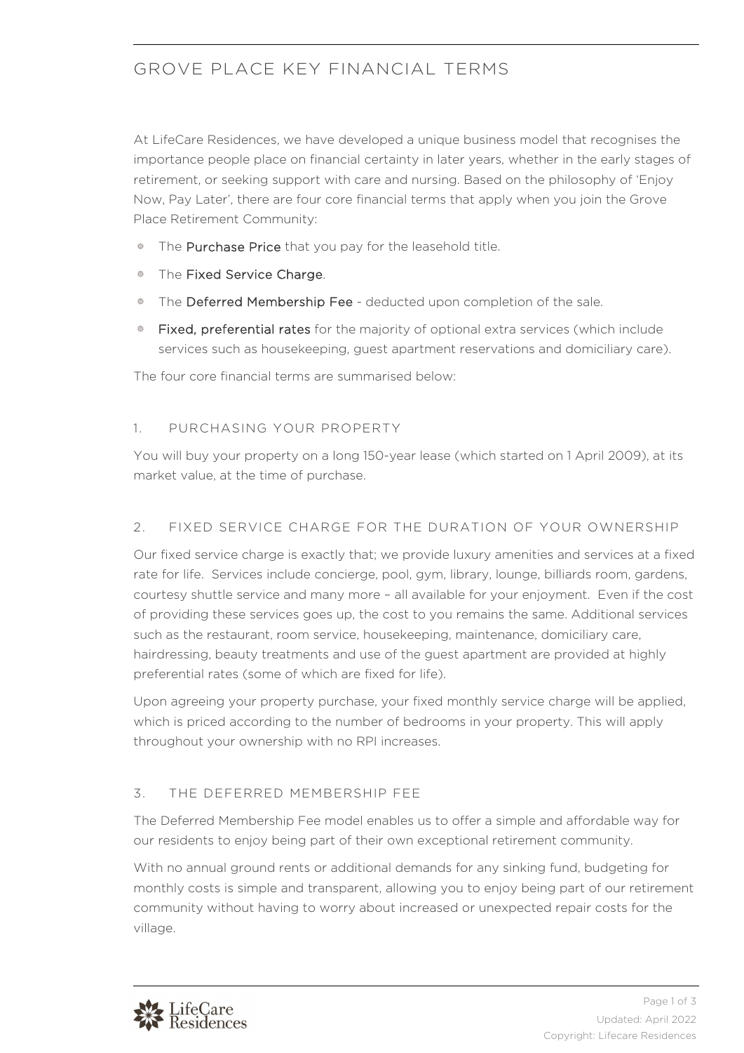# GROVE PLACE KEY FINANCIAL TERMS

At LifeCare Residences, we have developed a unique business model that recognises the importance people place on financial certainty in later years, whether in the early stages of retirement, or seeking support with care and nursing. Based on the philosophy of 'Enjoy Now, Pay Later', there are four core financial terms that apply when you join the Grove Place Retirement Community:

- The **Purchase Price** that you pay for the leasehold title.
- The **Fixed Service Charge**.
- The **Deferred Membership Fee** - deducted upon completion of the sale.
- **Fixed, preferential rates** for the majority of optional extra services (which include services such as housekeeping, guest apartment reservations and domiciliary care).

The four core financial terms are summarised below:

## 1. PURCHASING YOUR PROPERTY

You will buy your property on a long 150-year lease (which started on 1 April 2009), at its market value, at the time of purchase.

## 2. FIXED SERVICE CHARGE FOR THE DURATION OF YOUR OWNERSHIP

Our fixed service charge is exactly that; we provide luxury amenities and services at a fixed rate for life. Services include concierge, pool, gym, library, lounge, billiards room, gardens, courtesy shuttle service and many more – all available for your enjoyment. Even if the cost of providing these services goes up, the cost to you remains the same. Additional services such as the restaurant, room service, housekeeping, maintenance, domiciliary care, hairdressing, beauty treatments and use of the guest apartment are provided at highly preferential rates (some of which are fixed for life).

Upon agreeing your property purchase, your fixed monthly service charge will be applied, which is priced according to the number of bedrooms in your property. This will apply throughout your ownership with no RPI increases.

## 3. THE DEFERRED MEMBERSHIP FEE

The Deferred Membership Fee model enables us to offer a simple and affordable way for our residents to enjoy being part of their own exceptional retirement community.

With no annual ground rents or additional demands for any sinking fund, budgeting for monthly costs is simple and transparent, allowing you to enjoy being part of our retirement community without having to worry about increased or unexpected repair costs for the village.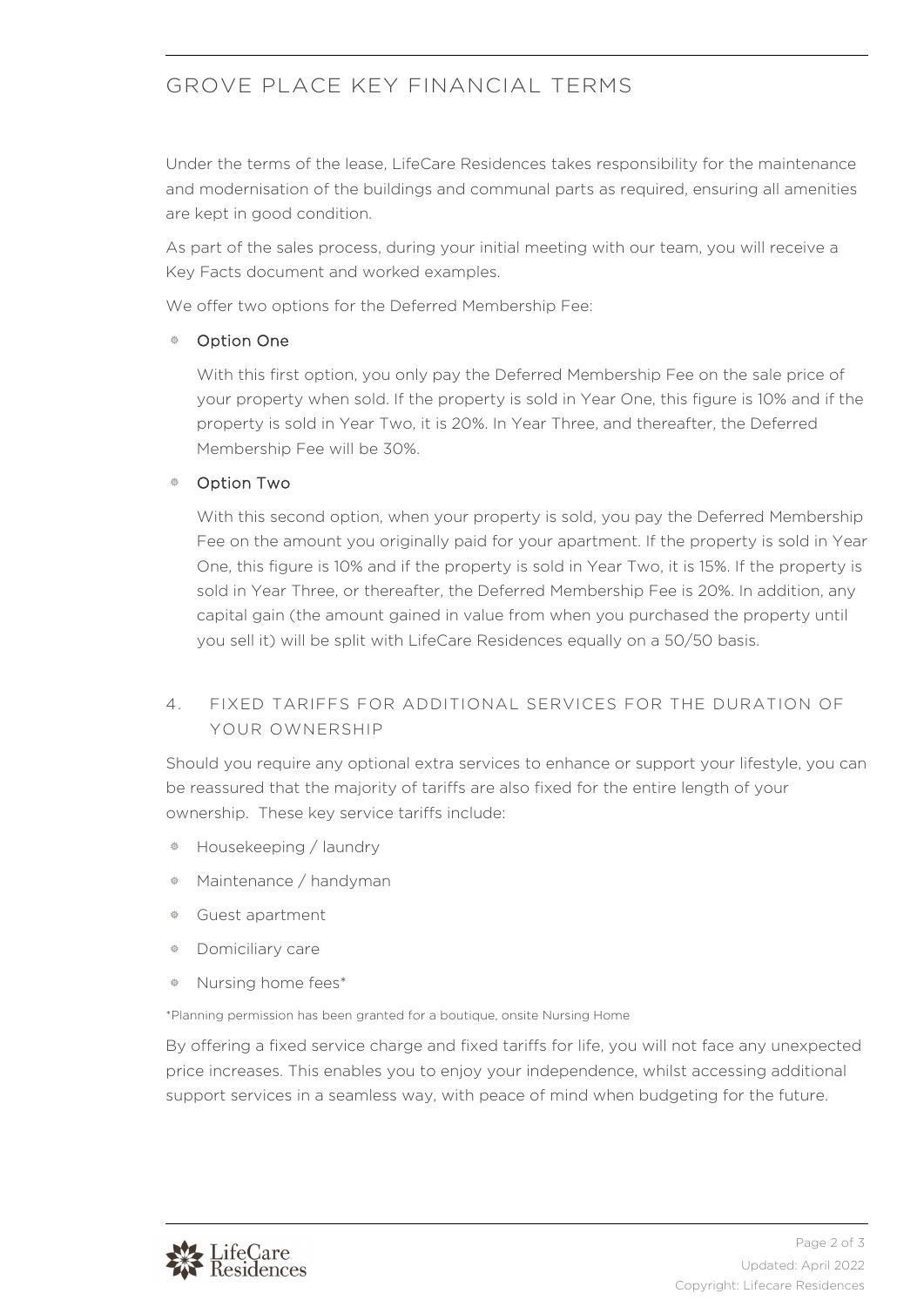# GROVE PLACE KEY FINANCIAL TERMS

Under the terms of the lease, LifeCare Residences takes responsibility for the maintenance and modernisation of the buildings and communal parts as required, ensuring all amenities are kept in good condition.

As part of the sales process, during your initial meeting with our team, you will receive a Key Facts document and worked examples.

We offer two options for the Deferred Membership Fee:

- Option One

  With this first option, you only pay the Deferred Membership Fee on the sale price of your property when sold. If the property is sold in Year One, this figure is 10% and if the property is sold in Year Two, it is 20%. In Year Three, and thereafter, the Deferred Membership Fee will be 30%.

- Option Two

  With this second option, when your property is sold, you pay the Deferred Membership Fee on the amount you originally paid for your apartment. If the property is sold in Year One, this figure is 10% and if the property is sold in Year Two, it is 15%. If the property is sold in Year Three, or thereafter, the Deferred Membership Fee is 20%. In addition, any capital gain (the amount gained in value from when you purchased the property until you sell it) will be split with LifeCare Residences equally on a 50/50 basis.

## 4. FIXED TARIFFS FOR ADDITIONAL SERVICES FOR THE DURATION OF YOUR OWNERSHIP

Should you require any optional extra services to enhance or support your lifestyle, you can be reassured that the majority of tariffs are also fixed for the entire length of your ownership. These key service tariffs include:

- Housekeeping / laundry
- Maintenance / handyman
- Guest apartment
- Domiciliary care
- Nursing home fees*

*Planning permission has been granted for a boutique, onsite Nursing Home

By offering a fixed service charge and fixed tariffs for life, you will not face any unexpected price increases. This enables you to enjoy your independence, whilst accessing additional support services in a seamless way, with peace of mind when budgeting for the future.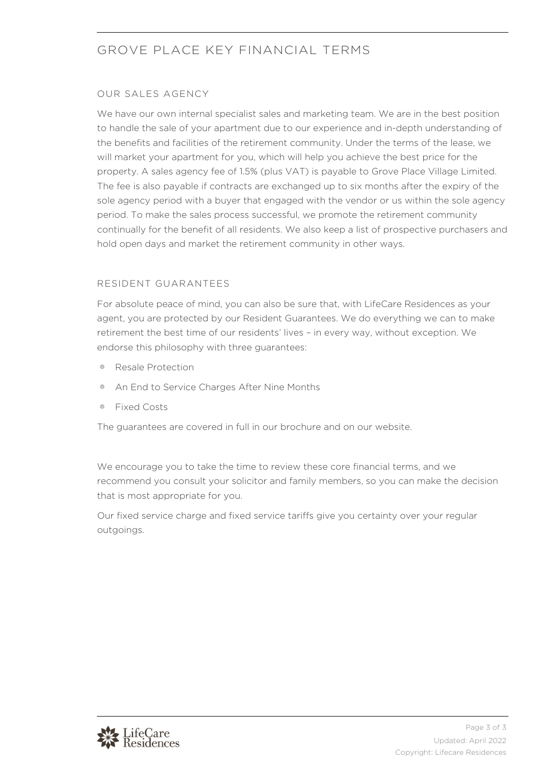# GROVE PLACE KEY FINANCIAL TERMS

## OUR SALES AGENCY

We have our own internal specialist sales and marketing team. We are in the best position to handle the sale of your apartment due to our experience and in-depth understanding of the benefits and facilities of the retirement community. Under the terms of the lease, we will market your apartment for you, which will help you achieve the best price for the property. A sales agency fee of 1.5% (plus VAT) is payable to Grove Place Village Limited. The fee is also payable if contracts are exchanged up to six months after the expiry of the sole agency period with a buyer that engaged with the vendor or us within the sole agency period. To make the sales process successful, we promote the retirement community continually for the benefit of all residents. We also keep a list of prospective purchasers and hold open days and market the retirement community in other ways.

## RESIDENT GUARANTEES

For absolute peace of mind, you can also be sure that, with LifeCare Residences as your agent, you are protected by our Resident Guarantees. We do everything we can to make retirement the best time of our residents' lives – in every way, without exception. We endorse this philosophy with three guarantees:

- Resale Protection
- An End to Service Charges After Nine Months
- Fixed Costs

The guarantees are covered in full in our brochure and on our website.

We encourage you to take the time to review these core financial terms, and we recommend you consult your solicitor and family members, so you can make the decision that is most appropriate for you.

Our fixed service charge and fixed service tariffs give you certainty over your regular outgoings.